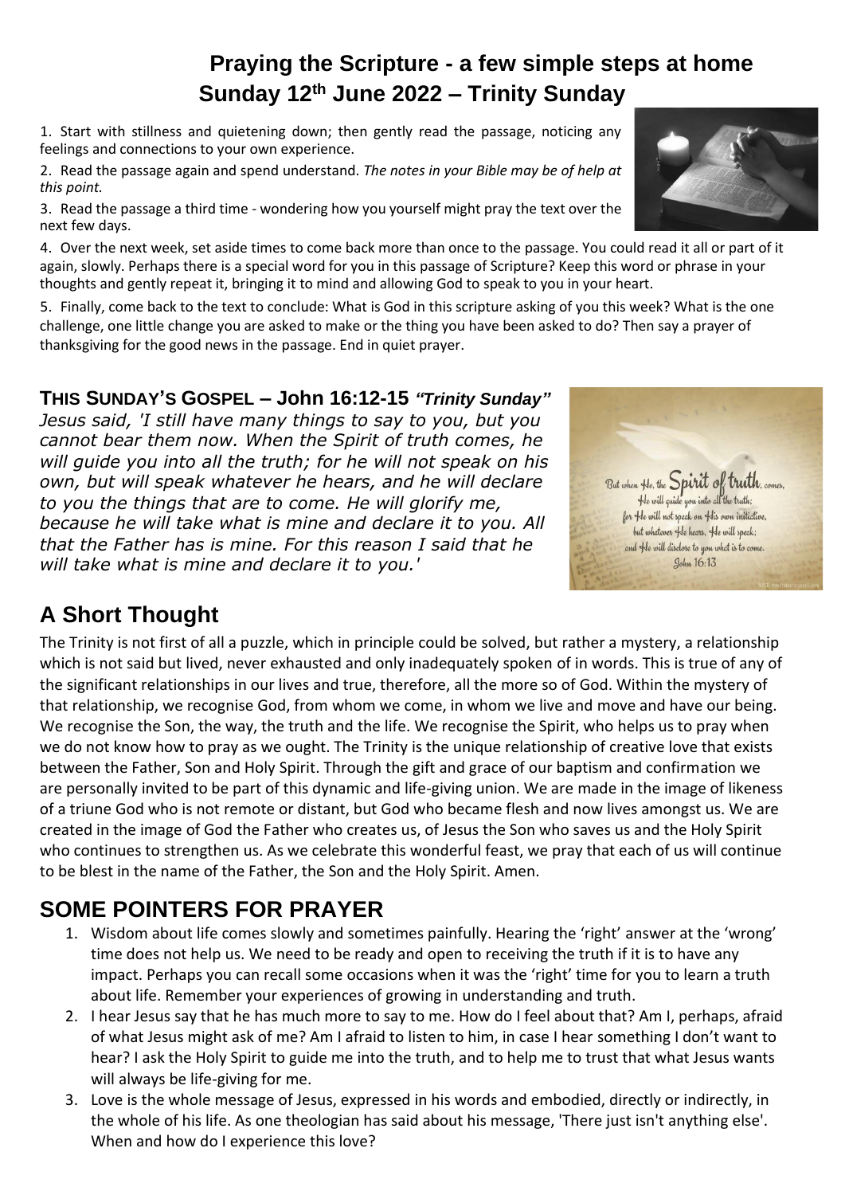# Praying the Scripture - a few simple steps at home
## Sunday 12th June 2022 – Trinity Sunday

1. Start with stillness and quietening down; then gently read the passage, noticing any feelings and connections to your own experience.
2. Read the passage again and spend understand. *The notes in your Bible may be of help at this point.*
3. Read the passage a third time - wondering how you yourself might pray the text over the next few days.
4. Over the next week, set aside times to come back more than once to the passage. You could read it all or part of it again, slowly. Perhaps there is a special word for you in this passage of Scripture? Keep this word or phrase in your thoughts and gently repeat it, bringing it to mind and allowing God to speak to you in your heart.
5. Finally, come back to the text to conclude: What is God in this scripture asking of you this week? What is the one challenge, one little change you are asked to make or the thing you have been asked to do? Then say a prayer of thanksgiving for the good news in the passage. End in quiet prayer.

### THIS SUNDAY'S GOSPEL – John 16:12-15 *"Trinity Sunday"*

*Jesus said, 'I still have many things to say to you, but you cannot bear them now. When the Spirit of truth comes, he will guide you into all the truth; for he will not speak on his own, but will speak whatever he hears, and he will declare to you the things that are to come. He will glorify me, because he will take what is mine and declare it to you. All that the Father has is mine. For this reason I said that he will take what is mine and declare it to you.'*

## A Short Thought

The Trinity is not first of all a puzzle, which in principle could be solved, but rather a mystery, a relationship which is not said but lived, never exhausted and only inadequately spoken of in words. This is true of any of the significant relationships in our lives and true, therefore, all the more so of God. Within the mystery of that relationship, we recognise God, from whom we come, in whom we live and move and have our being. We recognise the Son, the way, the truth and the life. We recognise the Spirit, who helps us to pray when we do not know how to pray as we ought. The Trinity is the unique relationship of creative love that exists between the Father, Son and Holy Spirit. Through the gift and grace of our baptism and confirmation we are personally invited to be part of this dynamic and life-giving union. We are made in the image of likeness of a triune God who is not remote or distant, but God who became flesh and now lives amongst us. We are created in the image of God the Father who creates us, of Jesus the Son who saves us and the Holy Spirit who continues to strengthen us. As we celebrate this wonderful feast, we pray that each of us will continue to be blest in the name of the Father, the Son and the Holy Spirit. Amen.

## SOME POINTERS FOR PRAYER

1. Wisdom about life comes slowly and sometimes painfully. Hearing the 'right' answer at the 'wrong' time does not help us. We need to be ready and open to receiving the truth if it is to have any impact. Perhaps you can recall some occasions when it was the 'right' time for you to learn a truth about life. Remember your experiences of growing in understanding and truth.
2. I hear Jesus say that he has much more to say to me. How do I feel about that? Am I, perhaps, afraid of what Jesus might ask of me? Am I afraid to listen to him, in case I hear something I don't want to hear? I ask the Holy Spirit to guide me into the truth, and to help me to trust that what Jesus wants will always be life-giving for me.
3. Love is the whole message of Jesus, expressed in his words and embodied, directly or indirectly, in the whole of his life. As one theologian has said about his message, 'There just isn't anything else'. When and how do I experience this love?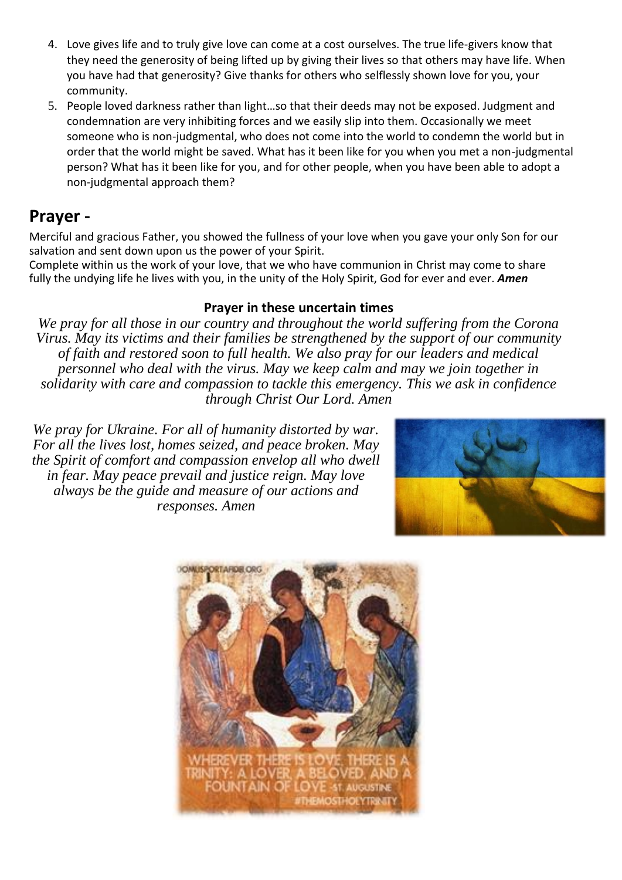4. Love gives life and to truly give love can come at a cost ourselves. The true life-givers know that they need the generosity of being lifted up by giving their lives so that others may have life. When you have had that generosity? Give thanks for others who selflessly shown love for you, your community.
5. People loved darkness rather than light…so that their deeds may not be exposed. Judgment and condemnation are very inhibiting forces and we easily slip into them. Occasionally we meet someone who is non-judgmental, who does not come into the world to condemn the world but in order that the world might be saved. What has it been like for you when you met a non-judgmental person? What has it been like for you, and for other people, when you have been able to adopt a non-judgmental approach them?

## Prayer -

Merciful and gracious Father, you showed the fullness of your love when you gave your only Son for our salvation and sent down upon us the power of your Spirit.
Complete within us the work of your love, that we who have communion in Christ may come to share fully the undying life he lives with you, in the unity of the Holy Spirit, God for ever and ever. ***Amen***

**Prayer in these uncertain times**

*We pray for all those in our country and throughout the world suffering from the Corona Virus. May its victims and their families be strengthened by the support of our community of faith and restored soon to full health. We also pray for our leaders and medical personnel who deal with the virus. May we keep calm and may we join together in solidarity with care and compassion to tackle this emergency. This we ask in confidence through Christ Our Lord. Amen*

*We pray for Ukraine. For all of humanity distorted by war. For all the lives lost, homes seized, and peace broken. May the Spirit of comfort and compassion envelop all who dwell in fear. May peace prevail and justice reign. May love always be the guide and measure of our actions and responses. Amen*